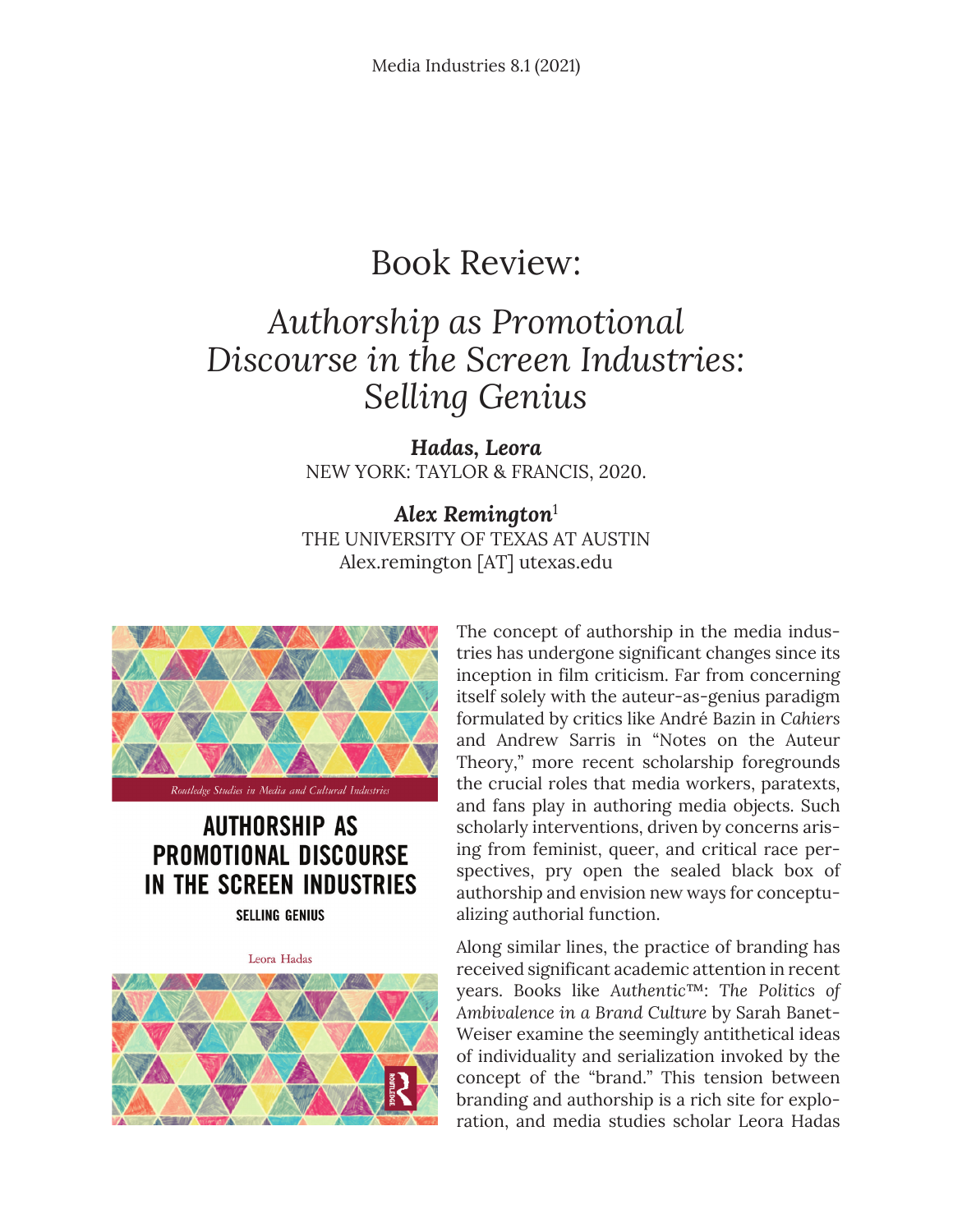# Book Review:

## *Authorship as Promotional Discourse in the Screen Industries: Selling Genius*

***Hadas, Leora***
NEW YORK: TAYLOR & FRANCIS, 2020.

***Alex Remington***[1]
THE UNIVERSITY OF TEXAS AT AUSTIN
Alex.remington [AT] utexas.edu

The concept of authorship in the media industries has undergone significant changes since its inception in film criticism. Far from concerning itself solely with the auteur-as-genius paradigm formulated by critics like André Bazin in *Cahiers* and Andrew Sarris in "Notes on the Auteur Theory," more recent scholarship foregrounds the crucial roles that media workers, paratexts, and fans play in authoring media objects. Such scholarly interventions, driven by concerns arising from feminist, queer, and critical race perspectives, pry open the sealed black box of authorship and envision new ways for conceptualizing authorial function.

Along similar lines, the practice of branding has received significant academic attention in recent years. Books like *Authentic™: The Politics of Ambivalence in a Brand Culture* by Sarah Banet-Weiser examine the seemingly antithetical ideas of individuality and serialization invoked by the concept of the "brand." This tension between branding and authorship is a rich site for exploration, and media studies scholar Leora Hadas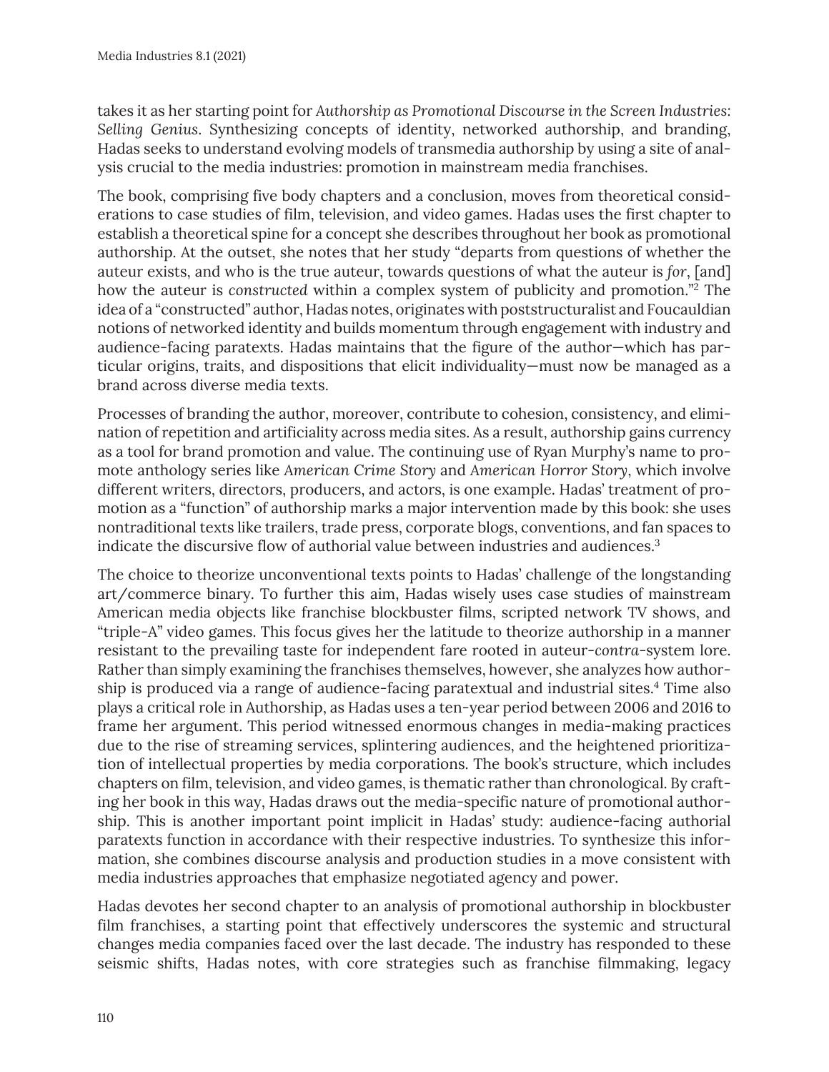takes it as her starting point for *Authorship as Promotional Discourse in the Screen Industries: Selling Genius*. Synthesizing concepts of identity, networked authorship, and branding, Hadas seeks to understand evolving models of transmedia authorship by using a site of analysis crucial to the media industries: promotion in mainstream media franchises.

The book, comprising five body chapters and a conclusion, moves from theoretical considerations to case studies of film, television, and video games. Hadas uses the first chapter to establish a theoretical spine for a concept she describes throughout her book as promotional authorship. At the outset, she notes that her study "departs from questions of whether the auteur exists, and who is the true auteur, towards questions of what the auteur is *for*, [and] how the auteur is *constructed* within a complex system of publicity and promotion."[2] The idea of a "constructed" author, Hadas notes, originates with poststructuralist and Foucauldian notions of networked identity and builds momentum through engagement with industry and audience-facing paratexts. Hadas maintains that the figure of the author—which has particular origins, traits, and dispositions that elicit individuality—must now be managed as a brand across diverse media texts.

Processes of branding the author, moreover, contribute to cohesion, consistency, and elimination of repetition and artificiality across media sites. As a result, authorship gains currency as a tool for brand promotion and value. The continuing use of Ryan Murphy's name to promote anthology series like *American Crime Story* and *American Horror Story*, which involve different writers, directors, producers, and actors, is one example. Hadas' treatment of promotion as a "function" of authorship marks a major intervention made by this book: she uses nontraditional texts like trailers, trade press, corporate blogs, conventions, and fan spaces to indicate the discursive flow of authorial value between industries and audiences.[3]

The choice to theorize unconventional texts points to Hadas' challenge of the longstanding art/commerce binary. To further this aim, Hadas wisely uses case studies of mainstream American media objects like franchise blockbuster films, scripted network TV shows, and "triple-A" video games. This focus gives her the latitude to theorize authorship in a manner resistant to the prevailing taste for independent fare rooted in auteur-*contra*-system lore. Rather than simply examining the franchises themselves, however, she analyzes how authorship is produced via a range of audience-facing paratextual and industrial sites.[4] Time also plays a critical role in Authorship, as Hadas uses a ten-year period between 2006 and 2016 to frame her argument. This period witnessed enormous changes in media-making practices due to the rise of streaming services, splintering audiences, and the heightened prioritization of intellectual properties by media corporations. The book's structure, which includes chapters on film, television, and video games, is thematic rather than chronological. By crafting her book in this way, Hadas draws out the media-specific nature of promotional authorship. This is another important point implicit in Hadas' study: audience-facing authorial paratexts function in accordance with their respective industries. To synthesize this information, she combines discourse analysis and production studies in a move consistent with media industries approaches that emphasize negotiated agency and power.

Hadas devotes her second chapter to an analysis of promotional authorship in blockbuster film franchises, a starting point that effectively underscores the systemic and structural changes media companies faced over the last decade. The industry has responded to these seismic shifts, Hadas notes, with core strategies such as franchise filmmaking, legacy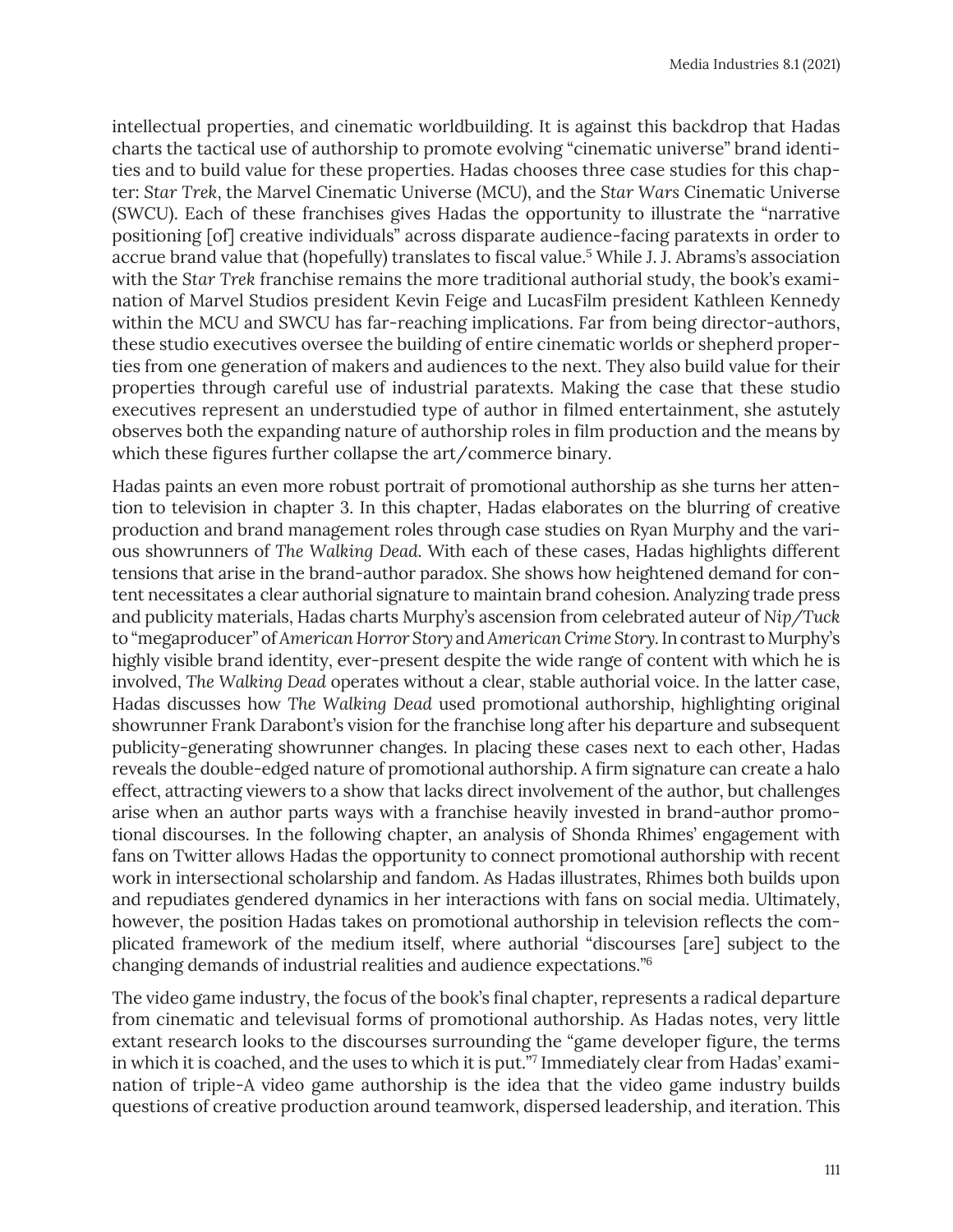intellectual properties, and cinematic worldbuilding. It is against this backdrop that Hadas charts the tactical use of authorship to promote evolving "cinematic universe" brand identities and to build value for these properties. Hadas chooses three case studies for this chapter: *Star Trek*, the Marvel Cinematic Universe (MCU), and the *Star Wars* Cinematic Universe (SWCU). Each of these franchises gives Hadas the opportunity to illustrate the "narrative positioning [of] creative individuals" across disparate audience-facing paratexts in order to accrue brand value that (hopefully) translates to fiscal value.[5] While J. J. Abrams's association with the *Star Trek* franchise remains the more traditional authorial study, the book's examination of Marvel Studios president Kevin Feige and LucasFilm president Kathleen Kennedy within the MCU and SWCU has far-reaching implications. Far from being director-authors, these studio executives oversee the building of entire cinematic worlds or shepherd properties from one generation of makers and audiences to the next. They also build value for their properties through careful use of industrial paratexts. Making the case that these studio executives represent an understudied type of author in filmed entertainment, she astutely observes both the expanding nature of authorship roles in film production and the means by which these figures further collapse the art/commerce binary.

Hadas paints an even more robust portrait of promotional authorship as she turns her attention to television in chapter 3. In this chapter, Hadas elaborates on the blurring of creative production and brand management roles through case studies on Ryan Murphy and the various showrunners of *The Walking Dead*. With each of these cases, Hadas highlights different tensions that arise in the brand-author paradox. She shows how heightened demand for content necessitates a clear authorial signature to maintain brand cohesion. Analyzing trade press and publicity materials, Hadas charts Murphy's ascension from celebrated auteur of *Nip/Tuck* to "megaproducer" of *American Horror Story* and *American Crime Story*. In contrast to Murphy's highly visible brand identity, ever-present despite the wide range of content with which he is involved, *The Walking Dead* operates without a clear, stable authorial voice. In the latter case, Hadas discusses how *The Walking Dead* used promotional authorship, highlighting original showrunner Frank Darabont's vision for the franchise long after his departure and subsequent publicity-generating showrunner changes. In placing these cases next to each other, Hadas reveals the double-edged nature of promotional authorship. A firm signature can create a halo effect, attracting viewers to a show that lacks direct involvement of the author, but challenges arise when an author parts ways with a franchise heavily invested in brand-author promotional discourses. In the following chapter, an analysis of Shonda Rhimes' engagement with fans on Twitter allows Hadas the opportunity to connect promotional authorship with recent work in intersectional scholarship and fandom. As Hadas illustrates, Rhimes both builds upon and repudiates gendered dynamics in her interactions with fans on social media. Ultimately, however, the position Hadas takes on promotional authorship in television reflects the complicated framework of the medium itself, where authorial "discourses [are] subject to the changing demands of industrial realities and audience expectations."[6]

The video game industry, the focus of the book's final chapter, represents a radical departure from cinematic and televisual forms of promotional authorship. As Hadas notes, very little extant research looks to the discourses surrounding the "game developer figure, the terms in which it is coached, and the uses to which it is put."[7] Immediately clear from Hadas' examination of triple-A video game authorship is the idea that the video game industry builds questions of creative production around teamwork, dispersed leadership, and iteration. This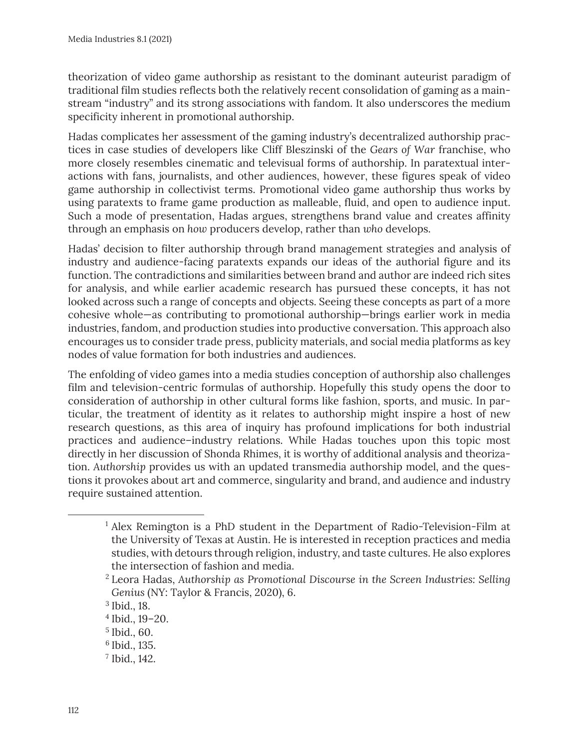theorization of video game authorship as resistant to the dominant auteurist paradigm of traditional film studies reflects both the relatively recent consolidation of gaming as a mainstream "industry" and its strong associations with fandom. It also underscores the medium specificity inherent in promotional authorship.

Hadas complicates her assessment of the gaming industry's decentralized authorship practices in case studies of developers like Cliff Bleszinski of the *Gears of War* franchise, who more closely resembles cinematic and televisual forms of authorship. In paratextual interactions with fans, journalists, and other audiences, however, these figures speak of video game authorship in collectivist terms. Promotional video game authorship thus works by using paratexts to frame game production as malleable, fluid, and open to audience input. Such a mode of presentation, Hadas argues, strengthens brand value and creates affinity through an emphasis on *how* producers develop, rather than *who* develops.

Hadas' decision to filter authorship through brand management strategies and analysis of industry and audience-facing paratexts expands our ideas of the authorial figure and its function. The contradictions and similarities between brand and author are indeed rich sites for analysis, and while earlier academic research has pursued these concepts, it has not looked across such a range of concepts and objects. Seeing these concepts as part of a more cohesive whole—as contributing to promotional authorship—brings earlier work in media industries, fandom, and production studies into productive conversation. This approach also encourages us to consider trade press, publicity materials, and social media platforms as key nodes of value formation for both industries and audiences.

The enfolding of video games into a media studies conception of authorship also challenges film and television-centric formulas of authorship. Hopefully this study opens the door to consideration of authorship in other cultural forms like fashion, sports, and music. In particular, the treatment of identity as it relates to authorship might inspire a host of new research questions, as this area of inquiry has profound implications for both industrial practices and audience–industry relations. While Hadas touches upon this topic most directly in her discussion of Shonda Rhimes, it is worthy of additional analysis and theorization. *Authorship* provides us with an updated transmedia authorship model, and the questions it provokes about art and commerce, singularity and brand, and audience and industry require sustained attention.

---

[1] Alex Remington is a PhD student in the Department of Radio-Television-Film at the University of Texas at Austin. He is interested in reception practices and media studies, with detours through religion, industry, and taste cultures. He also explores the intersection of fashion and media.

[2] Leora Hadas, *Authorship as Promotional Discourse in the Screen Industries: Selling Genius* (NY: Taylor & Francis, 2020), 6.

[3] Ibid., 18.

[4] Ibid., 19–20.

[5] Ibid., 60.

[6] Ibid., 135.

[7] Ibid., 142.